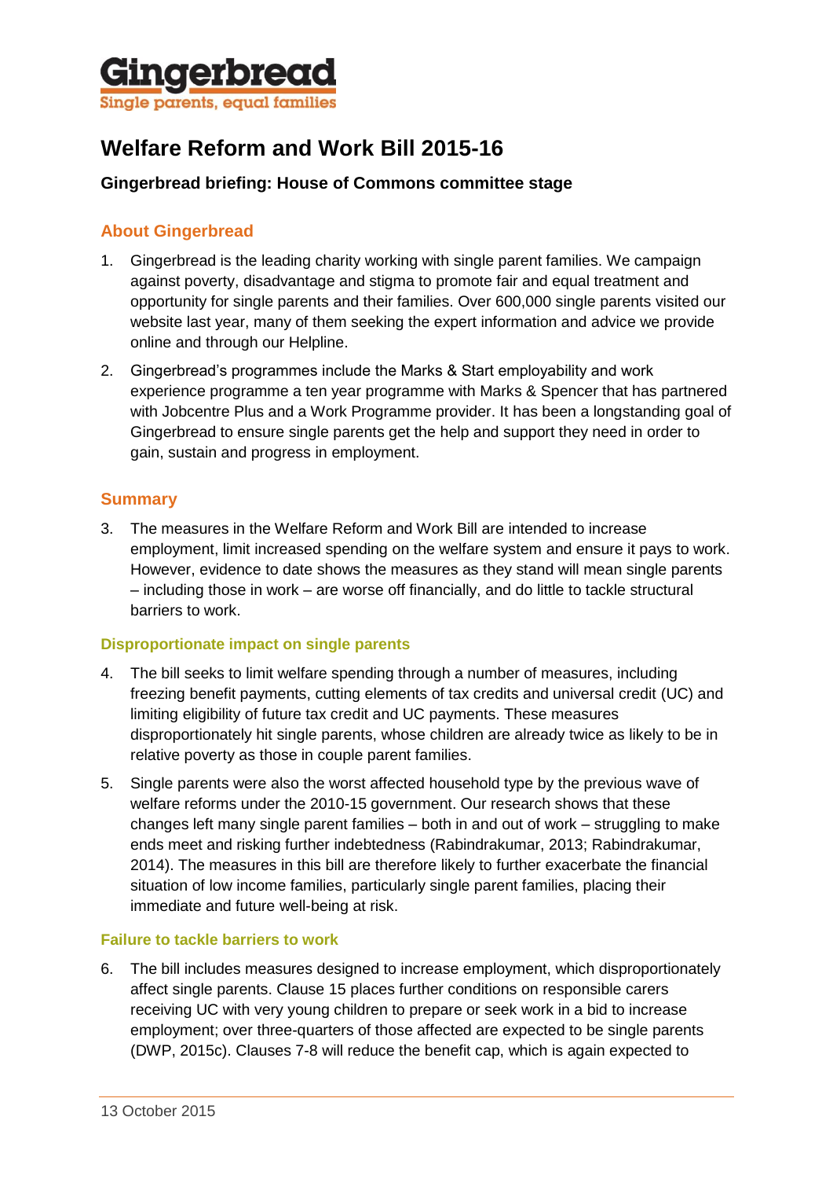# Gingerbread

Single parents, equal families

# Welfare Reform and Work Bill 2015-16

**Gingerbread briefing: House of Commons committee stage**

## About Gingerbread

1. Gingerbread is the leading charity working with single parent families. We campaign against poverty, disadvantage and stigma to promote fair and equal treatment and opportunity for single parents and their families. Over 600,000 single parents visited our website last year, many of them seeking the expert information and advice we provide online and through our Helpline.

2. Gingerbread's programmes include the Marks & Start employability and work experience programme a ten year programme with Marks & Spencer that has partnered with Jobcentre Plus and a Work Programme provider. It has been a longstanding goal of Gingerbread to ensure single parents get the help and support they need in order to gain, sustain and progress in employment.

## Summary

3. The measures in the Welfare Reform and Work Bill are intended to increase employment, limit increased spending on the welfare system and ensure it pays to work. However, evidence to date shows the measures as they stand will mean single parents – including those in work – are worse off financially, and do little to tackle structural barriers to work.

### Disproportionate impact on single parents

4. The bill seeks to limit welfare spending through a number of measures, including freezing benefit payments, cutting elements of tax credits and universal credit (UC) and limiting eligibility of future tax credit and UC payments. These measures disproportionately hit single parents, whose children are already twice as likely to be in relative poverty as those in couple parent families.

5. Single parents were also the worst affected household type by the previous wave of welfare reforms under the 2010-15 government. Our research shows that these changes left many single parent families – both in and out of work – struggling to make ends meet and risking further indebtedness (Rabindrakumar, 2013; Rabindrakumar, 2014). The measures in this bill are therefore likely to further exacerbate the financial situation of low income families, particularly single parent families, placing their immediate and future well-being at risk.

### Failure to tackle barriers to work

6. The bill includes measures designed to increase employment, which disproportionately affect single parents. Clause 15 places further conditions on responsible carers receiving UC with very young children to prepare or seek work in a bid to increase employment; over three-quarters of those affected are expected to be single parents (DWP, 2015c). Clauses 7-8 will reduce the benefit cap, which is again expected to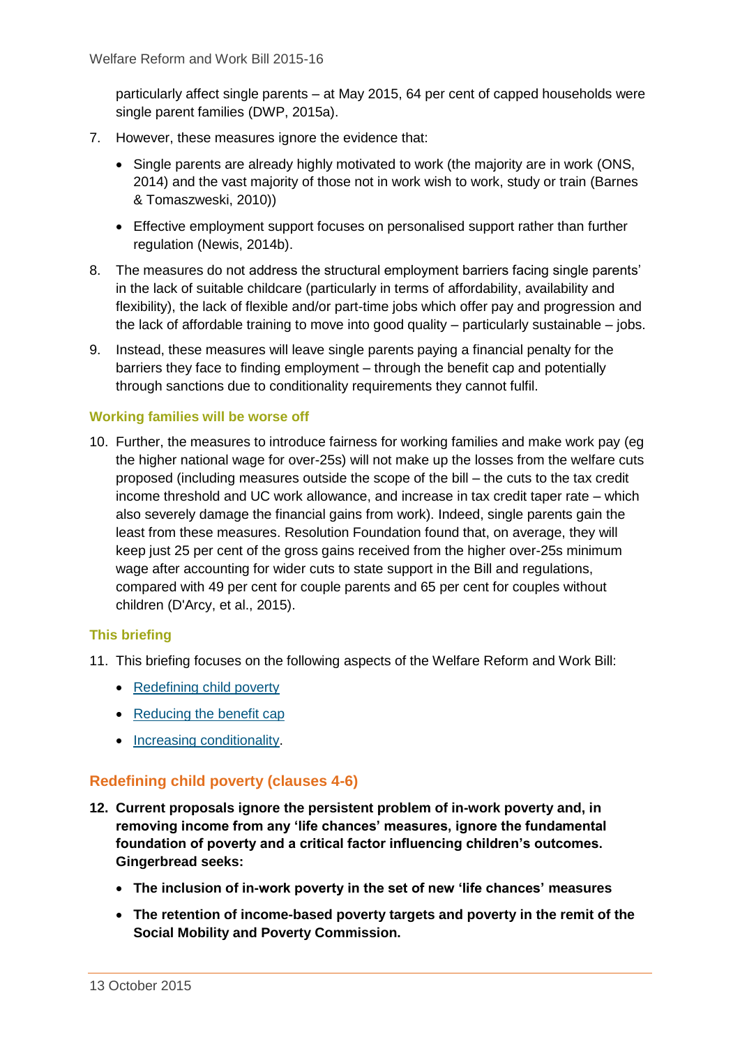particularly affect single parents – at May 2015, 64 per cent of capped households were single parent families (DWP, 2015a).

7. However, these measures ignore the evidence that:
   - Single parents are already highly motivated to work (the majority are in work (ONS, 2014) and the vast majority of those not in work wish to work, study or train (Barnes & Tomaszweski, 2010))
   - Effective employment support focuses on personalised support rather than further regulation (Newis, 2014b).

8. The measures do not address the structural employment barriers facing single parents' in the lack of suitable childcare (particularly in terms of affordability, availability and flexibility), the lack of flexible and/or part-time jobs which offer pay and progression and the lack of affordable training to move into good quality – particularly sustainable – jobs.

9. Instead, these measures will leave single parents paying a financial penalty for the barriers they face to finding employment – through the benefit cap and potentially through sanctions due to conditionality requirements they cannot fulfil.

### Working families will be worse off

10. Further, the measures to introduce fairness for working families and make work pay (eg the higher national wage for over-25s) will not make up the losses from the welfare cuts proposed (including measures outside the scope of the bill – the cuts to the tax credit income threshold and UC work allowance, and increase in tax credit taper rate – which also severely damage the financial gains from work). Indeed, single parents gain the least from these measures. Resolution Foundation found that, on average, they will keep just 25 per cent of the gross gains received from the higher over-25s minimum wage after accounting for wider cuts to state support in the Bill and regulations, compared with 49 per cent for couple parents and 65 per cent for couples without children (D'Arcy, et al., 2015).

### This briefing

11. This briefing focuses on the following aspects of the Welfare Reform and Work Bill:
    - Redefining child poverty
    - Reducing the benefit cap
    - Increasing conditionality.

## Redefining child poverty (clauses 4-6)

12. **Current proposals ignore the persistent problem of in-work poverty and, in removing income from any 'life chances' measures, ignore the fundamental foundation of poverty and a critical factor influencing children's outcomes. Gingerbread seeks:**
    - **The inclusion of in-work poverty in the set of new 'life chances' measures**
    - **The retention of income-based poverty targets and poverty in the remit of the Social Mobility and Poverty Commission.**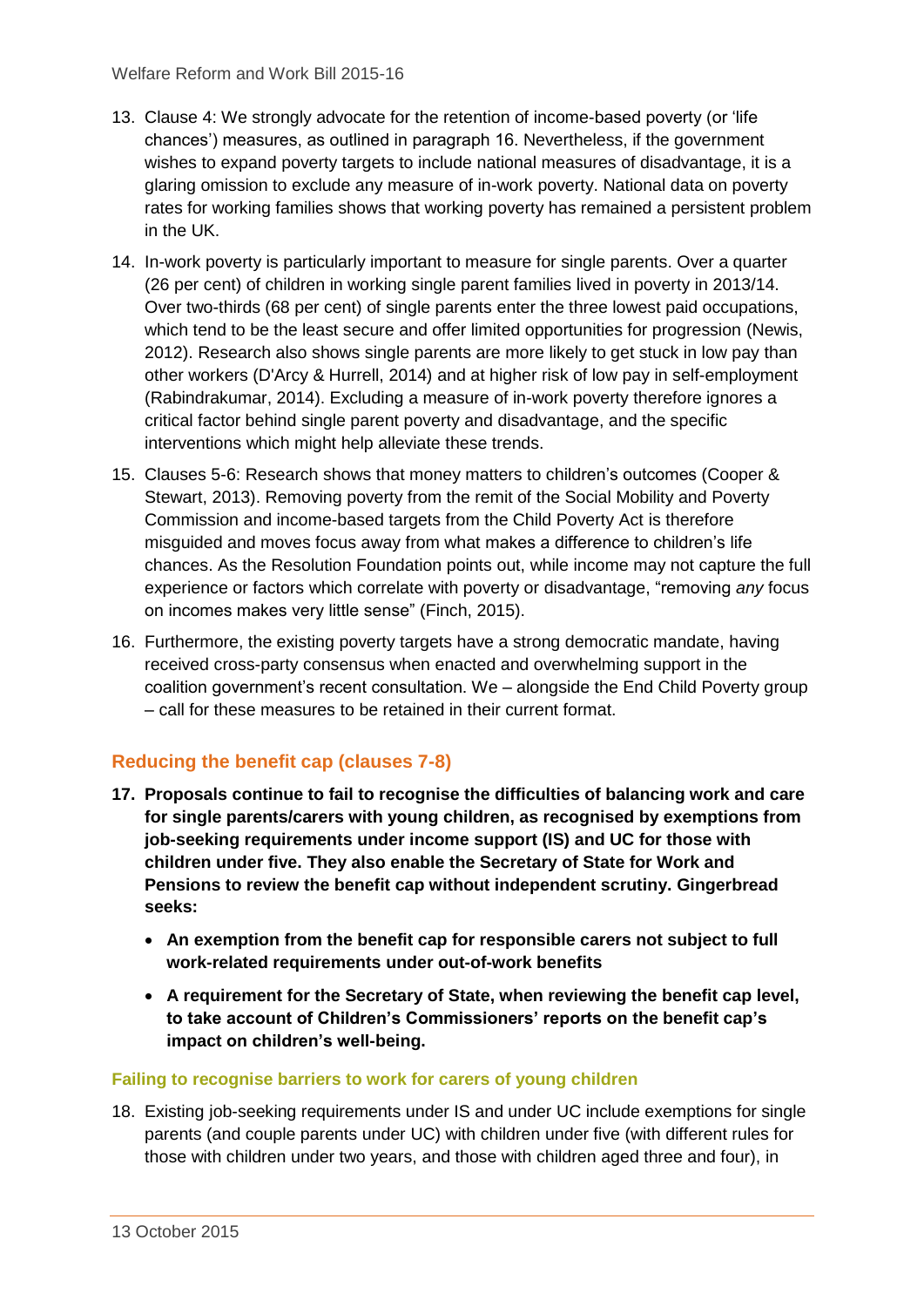13. Clause 4: We strongly advocate for the retention of income-based poverty (or 'life chances') measures, as outlined in paragraph 16. Nevertheless, if the government wishes to expand poverty targets to include national measures of disadvantage, it is a glaring omission to exclude any measure of in-work poverty. National data on poverty rates for working families shows that working poverty has remained a persistent problem in the UK.

14. In-work poverty is particularly important to measure for single parents. Over a quarter (26 per cent) of children in working single parent families lived in poverty in 2013/14. Over two-thirds (68 per cent) of single parents enter the three lowest paid occupations, which tend to be the least secure and offer limited opportunities for progression (Newis, 2012). Research also shows single parents are more likely to get stuck in low pay than other workers (D'Arcy & Hurrell, 2014) and at higher risk of low pay in self-employment (Rabindrakumar, 2014). Excluding a measure of in-work poverty therefore ignores a critical factor behind single parent poverty and disadvantage, and the specific interventions which might help alleviate these trends.

15. Clauses 5-6: Research shows that money matters to children's outcomes (Cooper & Stewart, 2013). Removing poverty from the remit of the Social Mobility and Poverty Commission and income-based targets from the Child Poverty Act is therefore misguided and moves focus away from what makes a difference to children's life chances. As the Resolution Foundation points out, while income may not capture the full experience or factors which correlate with poverty or disadvantage, "removing *any* focus on incomes makes very little sense" (Finch, 2015).

16. Furthermore, the existing poverty targets have a strong democratic mandate, having received cross-party consensus when enacted and overwhelming support in the coalition government's recent consultation. We – alongside the End Child Poverty group – call for these measures to be retained in their current format.

## Reducing the benefit cap (clauses 7-8)

**17. Proposals continue to fail to recognise the difficulties of balancing work and care for single parents/carers with young children, as recognised by exemptions from job-seeking requirements under income support (IS) and UC for those with children under five. They also enable the Secretary of State for Work and Pensions to review the benefit cap without independent scrutiny. Gingerbread seeks:**

- **An exemption from the benefit cap for responsible carers not subject to full work-related requirements under out-of-work benefits**
- **A requirement for the Secretary of State, when reviewing the benefit cap level, to take account of Children's Commissioners' reports on the benefit cap's impact on children's well-being.**

### Failing to recognise barriers to work for carers of young children

18. Existing job-seeking requirements under IS and under UC include exemptions for single parents (and couple parents under UC) with children under five (with different rules for those with children under two years, and those with children aged three and four), in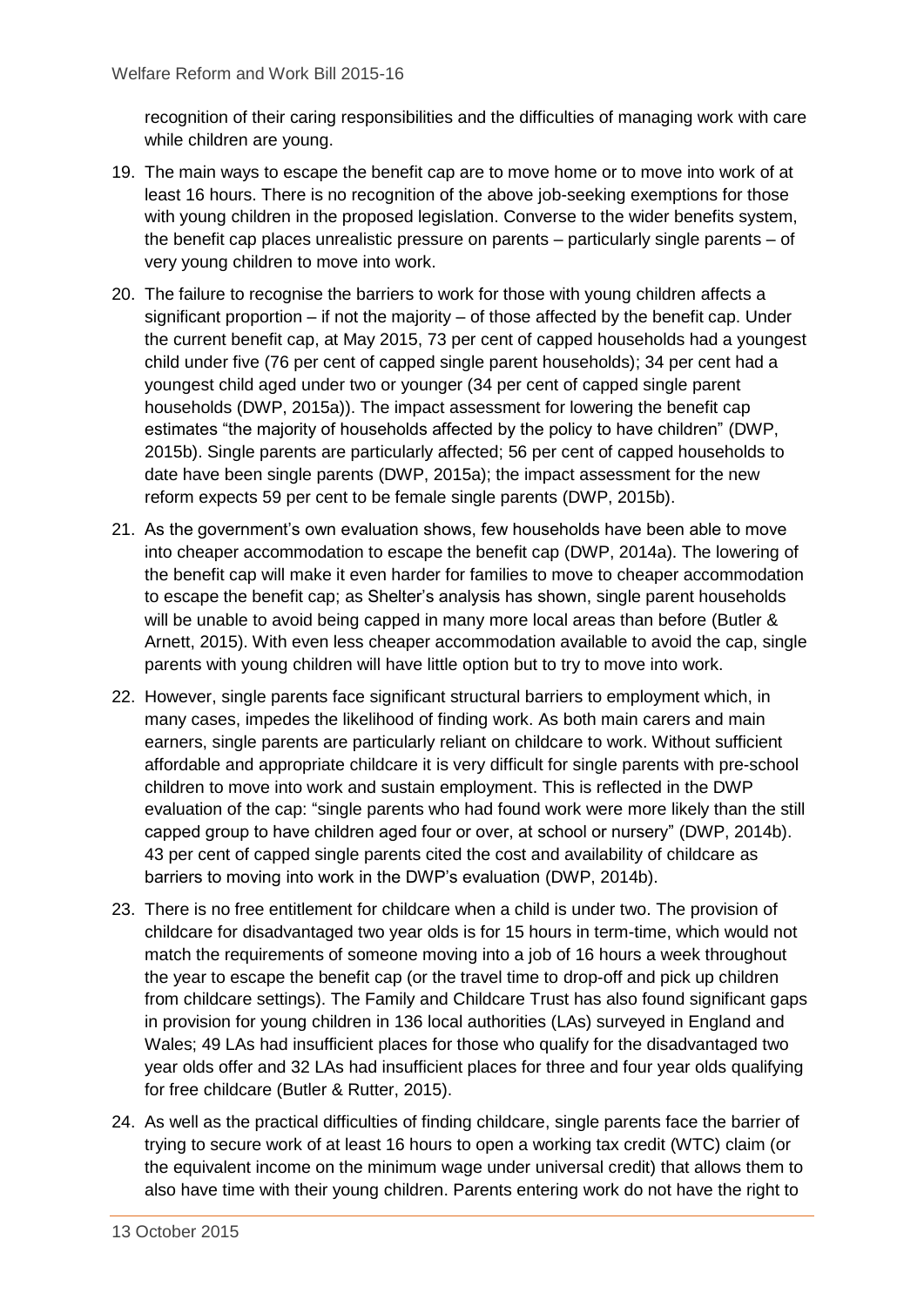recognition of their caring responsibilities and the difficulties of managing work with care while children are young.

19. The main ways to escape the benefit cap are to move home or to move into work of at least 16 hours. There is no recognition of the above job-seeking exemptions for those with young children in the proposed legislation. Converse to the wider benefits system, the benefit cap places unrealistic pressure on parents – particularly single parents – of very young children to move into work.

20. The failure to recognise the barriers to work for those with young children affects a significant proportion – if not the majority – of those affected by the benefit cap. Under the current benefit cap, at May 2015, 73 per cent of capped households had a youngest child under five (76 per cent of capped single parent households); 34 per cent had a youngest child aged under two or younger (34 per cent of capped single parent households (DWP, 2015a)). The impact assessment for lowering the benefit cap estimates "the majority of households affected by the policy to have children" (DWP, 2015b). Single parents are particularly affected; 56 per cent of capped households to date have been single parents (DWP, 2015a); the impact assessment for the new reform expects 59 per cent to be female single parents (DWP, 2015b).

21. As the government's own evaluation shows, few households have been able to move into cheaper accommodation to escape the benefit cap (DWP, 2014a). The lowering of the benefit cap will make it even harder for families to move to cheaper accommodation to escape the benefit cap; as Shelter's analysis has shown, single parent households will be unable to avoid being capped in many more local areas than before (Butler & Arnett, 2015). With even less cheaper accommodation available to avoid the cap, single parents with young children will have little option but to try to move into work.

22. However, single parents face significant structural barriers to employment which, in many cases, impedes the likelihood of finding work. As both main carers and main earners, single parents are particularly reliant on childcare to work. Without sufficient affordable and appropriate childcare it is very difficult for single parents with pre-school children to move into work and sustain employment. This is reflected in the DWP evaluation of the cap: "single parents who had found work were more likely than the still capped group to have children aged four or over, at school or nursery" (DWP, 2014b). 43 per cent of capped single parents cited the cost and availability of childcare as barriers to moving into work in the DWP's evaluation (DWP, 2014b).

23. There is no free entitlement for childcare when a child is under two. The provision of childcare for disadvantaged two year olds is for 15 hours in term-time, which would not match the requirements of someone moving into a job of 16 hours a week throughout the year to escape the benefit cap (or the travel time to drop-off and pick up children from childcare settings). The Family and Childcare Trust has also found significant gaps in provision for young children in 136 local authorities (LAs) surveyed in England and Wales; 49 LAs had insufficient places for those who qualify for the disadvantaged two year olds offer and 32 LAs had insufficient places for three and four year olds qualifying for free childcare (Butler & Rutter, 2015).

24. As well as the practical difficulties of finding childcare, single parents face the barrier of trying to secure work of at least 16 hours to open a working tax credit (WTC) claim (or the equivalent income on the minimum wage under universal credit) that allows them to also have time with their young children. Parents entering work do not have the right to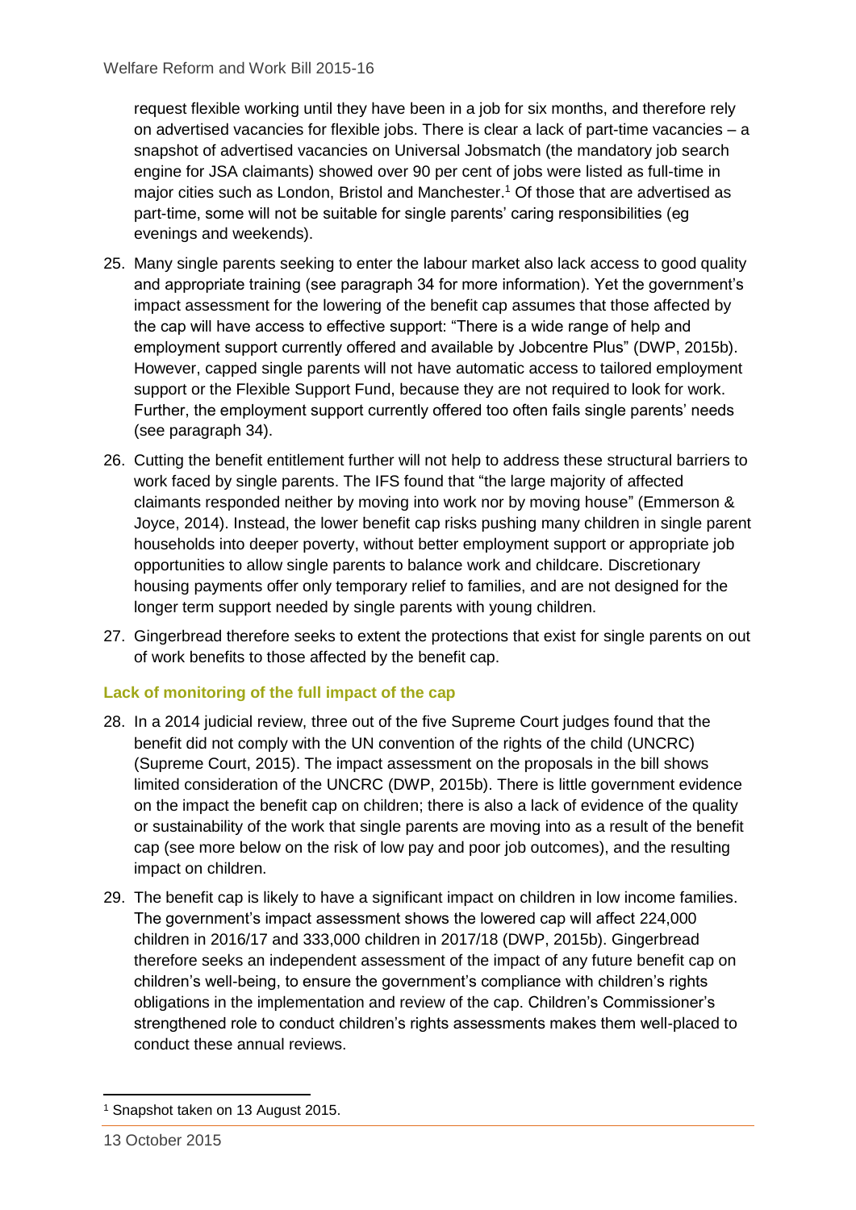request flexible working until they have been in a job for six months, and therefore rely on advertised vacancies for flexible jobs. There is clear a lack of part-time vacancies – a snapshot of advertised vacancies on Universal Jobsmatch (the mandatory job search engine for JSA claimants) showed over 90 per cent of jobs were listed as full-time in major cities such as London, Bristol and Manchester.[1] Of those that are advertised as part-time, some will not be suitable for single parents' caring responsibilities (eg evenings and weekends).

25. Many single parents seeking to enter the labour market also lack access to good quality and appropriate training (see paragraph 34 for more information). Yet the government's impact assessment for the lowering of the benefit cap assumes that those affected by the cap will have access to effective support: "There is a wide range of help and employment support currently offered and available by Jobcentre Plus" (DWP, 2015b). However, capped single parents will not have automatic access to tailored employment support or the Flexible Support Fund, because they are not required to look for work. Further, the employment support currently offered too often fails single parents' needs (see paragraph 34).

26. Cutting the benefit entitlement further will not help to address these structural barriers to work faced by single parents. The IFS found that "the large majority of affected claimants responded neither by moving into work nor by moving house" (Emmerson & Joyce, 2014). Instead, the lower benefit cap risks pushing many children in single parent households into deeper poverty, without better employment support or appropriate job opportunities to allow single parents to balance work and childcare. Discretionary housing payments offer only temporary relief to families, and are not designed for the longer term support needed by single parents with young children.

27. Gingerbread therefore seeks to extent the protections that exist for single parents on out of work benefits to those affected by the benefit cap.

### Lack of monitoring of the full impact of the cap

28. In a 2014 judicial review, three out of the five Supreme Court judges found that the benefit did not comply with the UN convention of the rights of the child (UNCRC) (Supreme Court, 2015). The impact assessment on the proposals in the bill shows limited consideration of the UNCRC (DWP, 2015b). There is little government evidence on the impact the benefit cap on children; there is also a lack of evidence of the quality or sustainability of the work that single parents are moving into as a result of the benefit cap (see more below on the risk of low pay and poor job outcomes), and the resulting impact on children.

29. The benefit cap is likely to have a significant impact on children in low income families. The government's impact assessment shows the lowered cap will affect 224,000 children in 2016/17 and 333,000 children in 2017/18 (DWP, 2015b). Gingerbread therefore seeks an independent assessment of the impact of any future benefit cap on children's well-being, to ensure the government's compliance with children's rights obligations in the implementation and review of the cap. Children's Commissioner's strengthened role to conduct children's rights assessments makes them well-placed to conduct these annual reviews.

[1] Snapshot taken on 13 August 2015.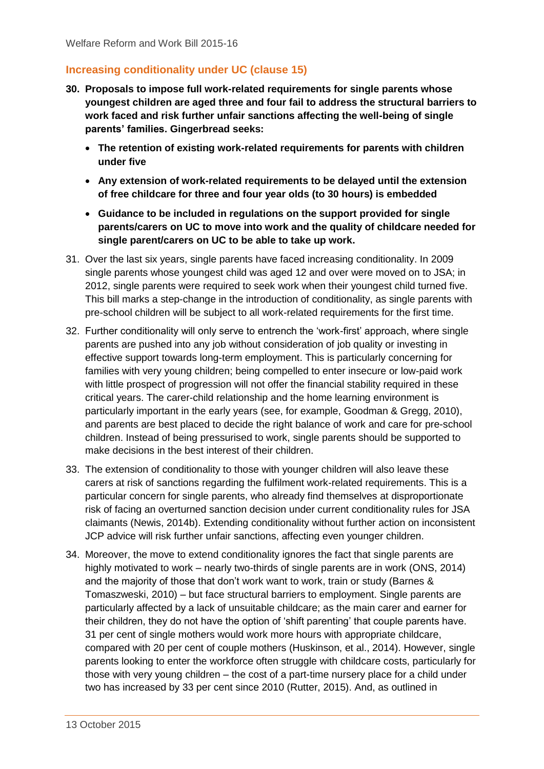## Increasing conditionality under UC (clause 15)

**30. Proposals to impose full work-related requirements for single parents whose youngest children are aged three and four fail to address the structural barriers to work faced and risk further unfair sanctions affecting the well-being of single parents' families. Gingerbread seeks:**

- **The retention of existing work-related requirements for parents with children under five**
- **Any extension of work-related requirements to be delayed until the extension of free childcare for three and four year olds (to 30 hours) is embedded**
- **Guidance to be included in regulations on the support provided for single parents/carers on UC to move into work and the quality of childcare needed for single parent/carers on UC to be able to take up work.**

31. Over the last six years, single parents have faced increasing conditionality. In 2009 single parents whose youngest child was aged 12 and over were moved on to JSA; in 2012, single parents were required to seek work when their youngest child turned five. This bill marks a step-change in the introduction of conditionality, as single parents with pre-school children will be subject to all work-related requirements for the first time.

32. Further conditionality will only serve to entrench the 'work-first' approach, where single parents are pushed into any job without consideration of job quality or investing in effective support towards long-term employment. This is particularly concerning for families with very young children; being compelled to enter insecure or low-paid work with little prospect of progression will not offer the financial stability required in these critical years. The carer-child relationship and the home learning environment is particularly important in the early years (see, for example, Goodman & Gregg, 2010), and parents are best placed to decide the right balance of work and care for pre-school children. Instead of being pressurised to work, single parents should be supported to make decisions in the best interest of their children.

33. The extension of conditionality to those with younger children will also leave these carers at risk of sanctions regarding the fulfilment work-related requirements. This is a particular concern for single parents, who already find themselves at disproportionate risk of facing an overturned sanction decision under current conditionality rules for JSA claimants (Newis, 2014b). Extending conditionality without further action on inconsistent JCP advice will risk further unfair sanctions, affecting even younger children.

34. Moreover, the move to extend conditionality ignores the fact that single parents are highly motivated to work – nearly two-thirds of single parents are in work (ONS, 2014) and the majority of those that don't work want to work, train or study (Barnes & Tomaszweski, 2010) – but face structural barriers to employment. Single parents are particularly affected by a lack of unsuitable childcare; as the main carer and earner for their children, they do not have the option of 'shift parenting' that couple parents have. 31 per cent of single mothers would work more hours with appropriate childcare, compared with 20 per cent of couple mothers (Huskinson, et al., 2014). However, single parents looking to enter the workforce often struggle with childcare costs, particularly for those with very young children – the cost of a part-time nursery place for a child under two has increased by 33 per cent since 2010 (Rutter, 2015). And, as outlined in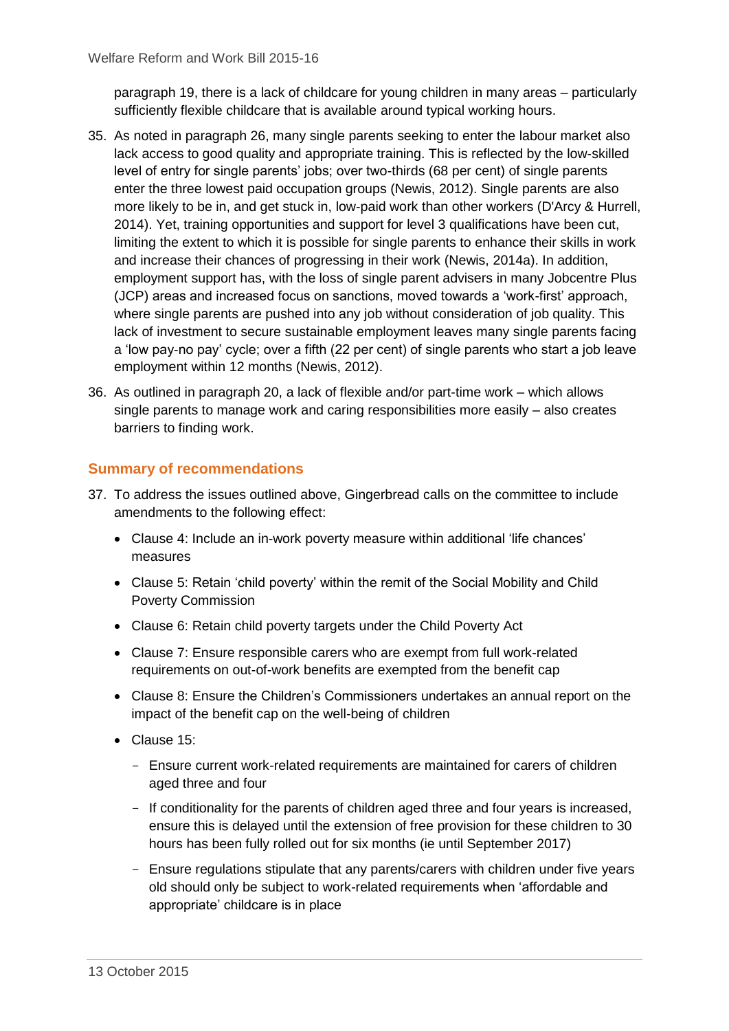paragraph 19, there is a lack of childcare for young children in many areas – particularly sufficiently flexible childcare that is available around typical working hours.

35. As noted in paragraph 26, many single parents seeking to enter the labour market also lack access to good quality and appropriate training. This is reflected by the low-skilled level of entry for single parents' jobs; over two-thirds (68 per cent) of single parents enter the three lowest paid occupation groups (Newis, 2012). Single parents are also more likely to be in, and get stuck in, low-paid work than other workers (D'Arcy & Hurrell, 2014). Yet, training opportunities and support for level 3 qualifications have been cut, limiting the extent to which it is possible for single parents to enhance their skills in work and increase their chances of progressing in their work (Newis, 2014a). In addition, employment support has, with the loss of single parent advisers in many Jobcentre Plus (JCP) areas and increased focus on sanctions, moved towards a 'work-first' approach, where single parents are pushed into any job without consideration of job quality. This lack of investment to secure sustainable employment leaves many single parents facing a 'low pay-no pay' cycle; over a fifth (22 per cent) of single parents who start a job leave employment within 12 months (Newis, 2012).

36. As outlined in paragraph 20, a lack of flexible and/or part-time work – which allows single parents to manage work and caring responsibilities more easily – also creates barriers to finding work.

## Summary of recommendations

37. To address the issues outlined above, Gingerbread calls on the committee to include amendments to the following effect:

    - Clause 4: Include an in-work poverty measure within additional 'life chances' measures
    - Clause 5: Retain 'child poverty' within the remit of the Social Mobility and Child Poverty Commission
    - Clause 6: Retain child poverty targets under the Child Poverty Act
    - Clause 7: Ensure responsible carers who are exempt from full work-related requirements on out-of-work benefits are exempted from the benefit cap
    - Clause 8: Ensure the Children's Commissioners undertakes an annual report on the impact of the benefit cap on the well-being of children
    - Clause 15:
        - Ensure current work-related requirements are maintained for carers of children aged three and four
        - If conditionality for the parents of children aged three and four years is increased, ensure this is delayed until the extension of free provision for these children to 30 hours has been fully rolled out for six months (ie until September 2017)
        - Ensure regulations stipulate that any parents/carers with children under five years old should only be subject to work-related requirements when 'affordable and appropriate' childcare is in place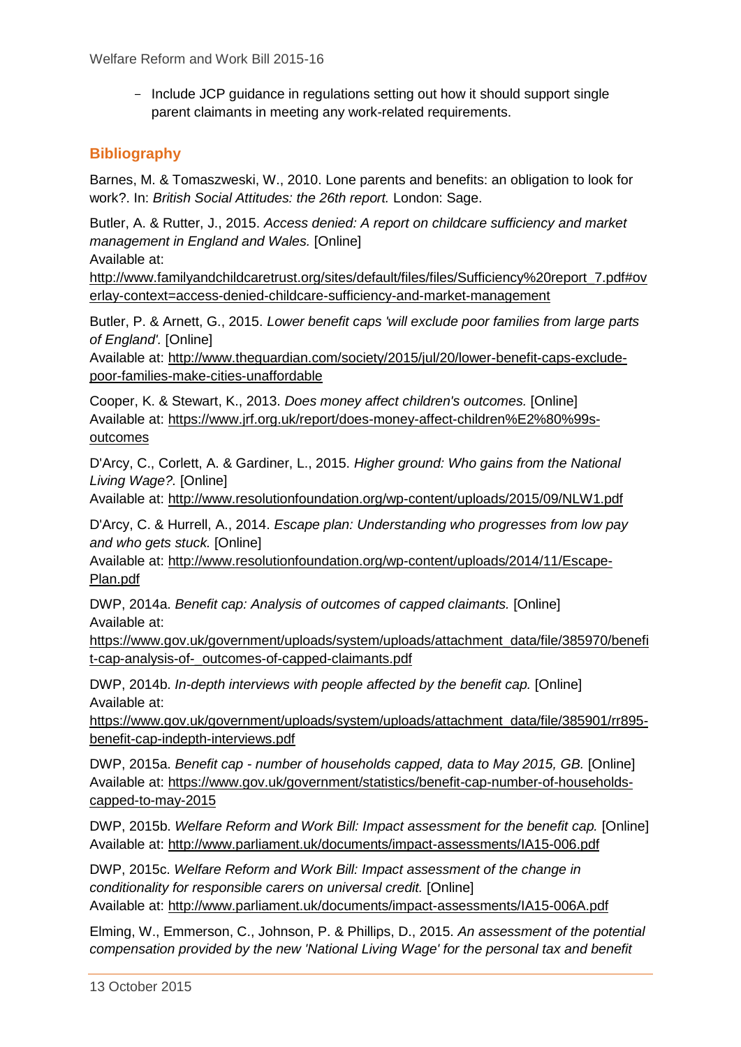- Include JCP guidance in regulations setting out how it should support single parent claimants in meeting any work-related requirements.

## Bibliography

Barnes, M. & Tomaszweski, W., 2010. Lone parents and benefits: an obligation to look for work?. In: *British Social Attitudes: the 26th report.* London: Sage.

Butler, A. & Rutter, J., 2015. *Access denied: A report on childcare sufficiency and market management in England and Wales.* [Online]
Available at:
http://www.familyandchildcaretrust.org/sites/default/files/files/Sufficiency%20report_7.pdf#overlay-context=access-denied-childcare-sufficiency-and-market-management

Butler, P. & Arnett, G., 2015. *Lower benefit caps 'will exclude poor families from large parts of England'.* [Online]
Available at: http://www.theguardian.com/society/2015/jul/20/lower-benefit-caps-exclude-poor-families-make-cities-unaffordable

Cooper, K. & Stewart, K., 2013. *Does money affect children's outcomes.* [Online]
Available at: https://www.jrf.org.uk/report/does-money-affect-children%E2%80%99s-outcomes

D'Arcy, C., Corlett, A. & Gardiner, L., 2015. *Higher ground: Who gains from the National Living Wage?.* [Online]
Available at: http://www.resolutionfoundation.org/wp-content/uploads/2015/09/NLW1.pdf

D'Arcy, C. & Hurrell, A., 2014. *Escape plan: Understanding who progresses from low pay and who gets stuck.* [Online]
Available at: http://www.resolutionfoundation.org/wp-content/uploads/2014/11/Escape-Plan.pdf

DWP, 2014a. *Benefit cap: Analysis of outcomes of capped claimants.* [Online]
Available at:
https://www.gov.uk/government/uploads/system/uploads/attachment_data/file/385970/benefit-cap-analysis-of-_outcomes-of-capped-claimants.pdf

DWP, 2014b. *In-depth interviews with people affected by the benefit cap.* [Online]
Available at:
https://www.gov.uk/government/uploads/system/uploads/attachment_data/file/385901/rr895-benefit-cap-indepth-interviews.pdf

DWP, 2015a. *Benefit cap - number of households capped, data to May 2015, GB.* [Online]
Available at: https://www.gov.uk/government/statistics/benefit-cap-number-of-households-capped-to-may-2015

DWP, 2015b. *Welfare Reform and Work Bill: Impact assessment for the benefit cap.* [Online]
Available at: http://www.parliament.uk/documents/impact-assessments/IA15-006.pdf

DWP, 2015c. *Welfare Reform and Work Bill: Impact assessment of the change in conditionality for responsible carers on universal credit.* [Online]
Available at: http://www.parliament.uk/documents/impact-assessments/IA15-006A.pdf

Elming, W., Emmerson, C., Johnson, P. & Phillips, D., 2015. *An assessment of the potential compensation provided by the new 'National Living Wage' for the personal tax and benefit*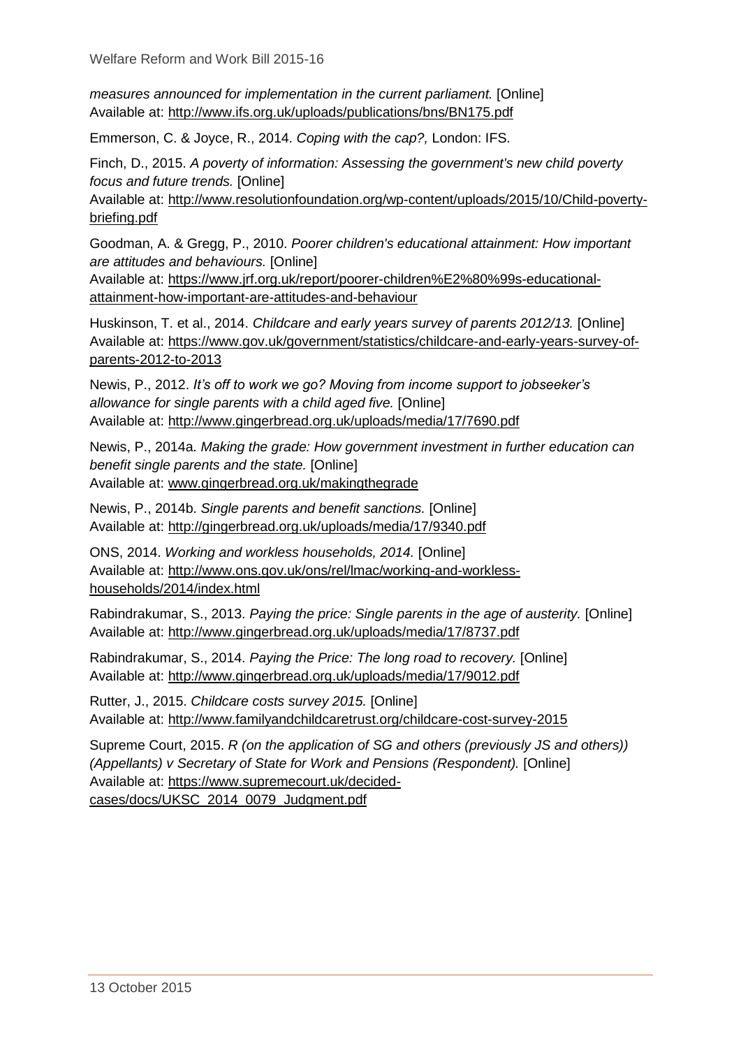*measures announced for implementation in the current parliament.* [Online]
Available at: http://www.ifs.org.uk/uploads/publications/bns/BN175.pdf

Emmerson, C. & Joyce, R., 2014. *Coping with the cap?,* London: IFS.

Finch, D., 2015. *A poverty of information: Assessing the government's new child poverty focus and future trends.* [Online]
Available at: http://www.resolutionfoundation.org/wp-content/uploads/2015/10/Child-poverty-briefing.pdf

Goodman, A. & Gregg, P., 2010. *Poorer children's educational attainment: How important are attitudes and behaviours.* [Online]
Available at: https://www.jrf.org.uk/report/poorer-children%E2%80%99s-educational-attainment-how-important-are-attitudes-and-behaviour

Huskinson, T. et al., 2014. *Childcare and early years survey of parents 2012/13.* [Online]
Available at: https://www.gov.uk/government/statistics/childcare-and-early-years-survey-of-parents-2012-to-2013

Newis, P., 2012. *It's off to work we go? Moving from income support to jobseeker's allowance for single parents with a child aged five.* [Online]
Available at: http://www.gingerbread.org.uk/uploads/media/17/7690.pdf

Newis, P., 2014a. *Making the grade: How government investment in further education can benefit single parents and the state.* [Online]
Available at: www.gingerbread.org.uk/makingthegrade

Newis, P., 2014b. *Single parents and benefit sanctions.* [Online]
Available at: http://gingerbread.org.uk/uploads/media/17/9340.pdf

ONS, 2014. *Working and workless households, 2014.* [Online]
Available at: http://www.ons.gov.uk/ons/rel/lmac/working-and-workless-households/2014/index.html

Rabindrakumar, S., 2013. *Paying the price: Single parents in the age of austerity.* [Online]
Available at: http://www.gingerbread.org.uk/uploads/media/17/8737.pdf

Rabindrakumar, S., 2014. *Paying the Price: The long road to recovery.* [Online]
Available at: http://www.gingerbread.org.uk/uploads/media/17/9012.pdf

Rutter, J., 2015. *Childcare costs survey 2015.* [Online]
Available at: http://www.familyandchildcaretrust.org/childcare-cost-survey-2015

Supreme Court, 2015. *R (on the application of SG and others (previously JS and others)) (Appellants) v Secretary of State for Work and Pensions (Respondent).* [Online]
Available at: https://www.supremecourt.uk/decided-cases/docs/UKSC_2014_0079_Judgment.pdf